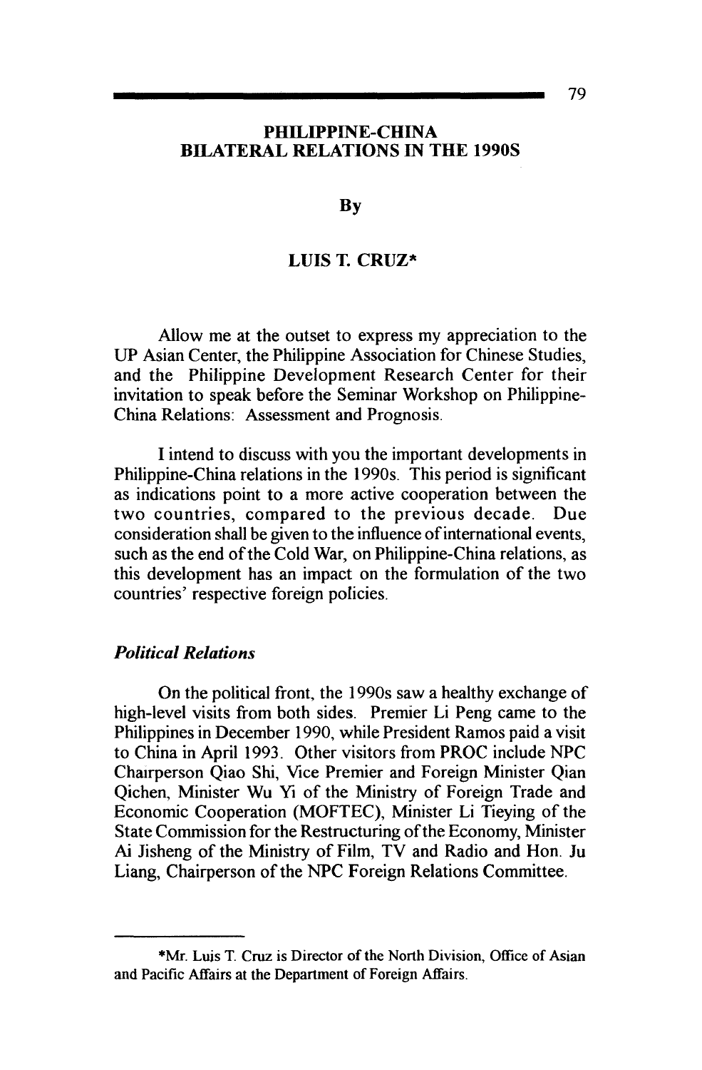# PHILIPPINE-CHINA BILATERAL RELATIONS IN THE 1990S

By

LUIS T. CRUZ*

Allow me at the outset to express my appreciation to the UP Asian Center, the Philippine Association for Chinese Studies, and the Philippine Development Research Center for their invitation to speak before the Seminar Workshop on Philippine-China Relations: Assessment and Prognosis.

I intend to discuss with you the important developments in Philippine-China relations in the 1990s. This period is significant as indications point to a more active cooperation between the two countries, compared to the previous decade. Due consideration shall be given to the influence of international events, such as the end of the Cold War, on Philippine-China relations, as this development has an impact on the formulation of the two countries' respective foreign policies.

### *Political Relations*

On the political front, the 1990s saw a healthy exchange of high-level visits from both sides. Premier Li Peng came to the Philippines in December 1990, while President Ramos paid a visit to China in April 1993. Other visitors from PROC include NPC Chairperson Qiao Shi, Vice Premier and Foreign Minister Qian Qichen, Minister Wu Yi of the Ministry of Foreign Trade and Economic Cooperation (MOFTEC), Minister Li Tieying of the State Commission for the Restructuring of the Economy, Minister Ai Jisheng of the Ministry of Film, TV and Radio and Hon. Ju Liang, Chairperson of the NPC Foreign Relations Committee.

---

*Mr. Luis T. Cruz is Director of the North Division, Office of Asian and Pacific Affairs at the Department of Foreign Affairs.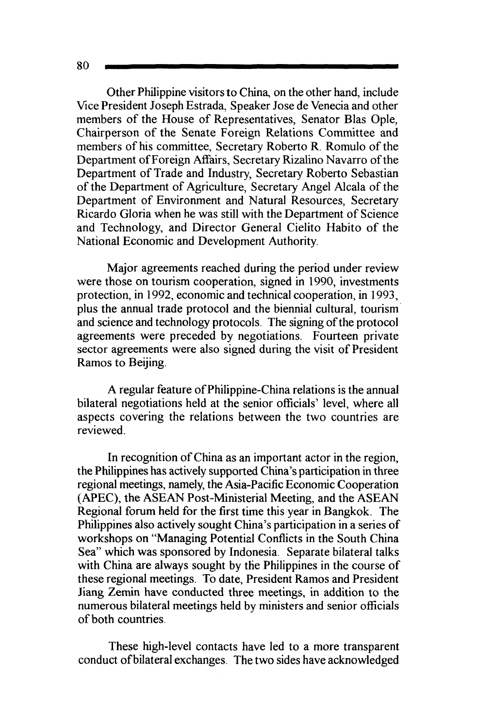Other Philippine visitors to China, on the other hand, include Vice President Joseph Estrada, Speaker Jose de Venecia and other members of the House of Representatives, Senator Blas Ople, Chairperson of the Senate Foreign Relations Committee and members of his committee, Secretary Roberto R. Romulo of the Department of Foreign Affairs, Secretary Rizalino Navarro of the Department of Trade and Industry, Secretary Roberto Sebastian of the Department of Agriculture, Secretary Angel Alcala of the Department of Environment and Natural Resources, Secretary Ricardo Gloria when he was still with the Department of Science and Technology, and Director General Cielito Habito of the National Economic and Development Authority.

Major agreements reached during the period under review were those on tourism cooperation, signed in 1990, investments protection, in 1992, economic and technical cooperation, in 1993, plus the annual trade protocol and the biennial cultural, tourism and science and technology protocols. The signing of the protocol agreements were preceded by negotiations. Fourteen private sector agreements were also signed during the visit of President Ramos to Beijing.

A regular feature of Philippine-China relations is the annual bilateral negotiations held at the senior officials' level, where all aspects covering the relations between the two countries are reviewed.

In recognition of China as an important actor in the region, the Philippines has actively supported China's participation in three regional meetings, namely, the Asia-Pacific Economic Cooperation (APEC), the ASEAN Post-Ministerial Meeting, and the ASEAN Regional forum held for the first time this year in Bangkok. The Philippines also actively sought China's participation in a series of workshops on "Managing Potential Conflicts in the South China Sea" which was sponsored by Indonesia. Separate bilateral talks with China are always sought by the Philippines in the course of these regional meetings. To date, President Ramos and President Jiang Zemin have conducted three meetings, in addition to the numerous bilateral meetings held by ministers and senior officials of both countries.

These high-level contacts have led to a more transparent conduct of bilateral exchanges. The two sides have acknowledged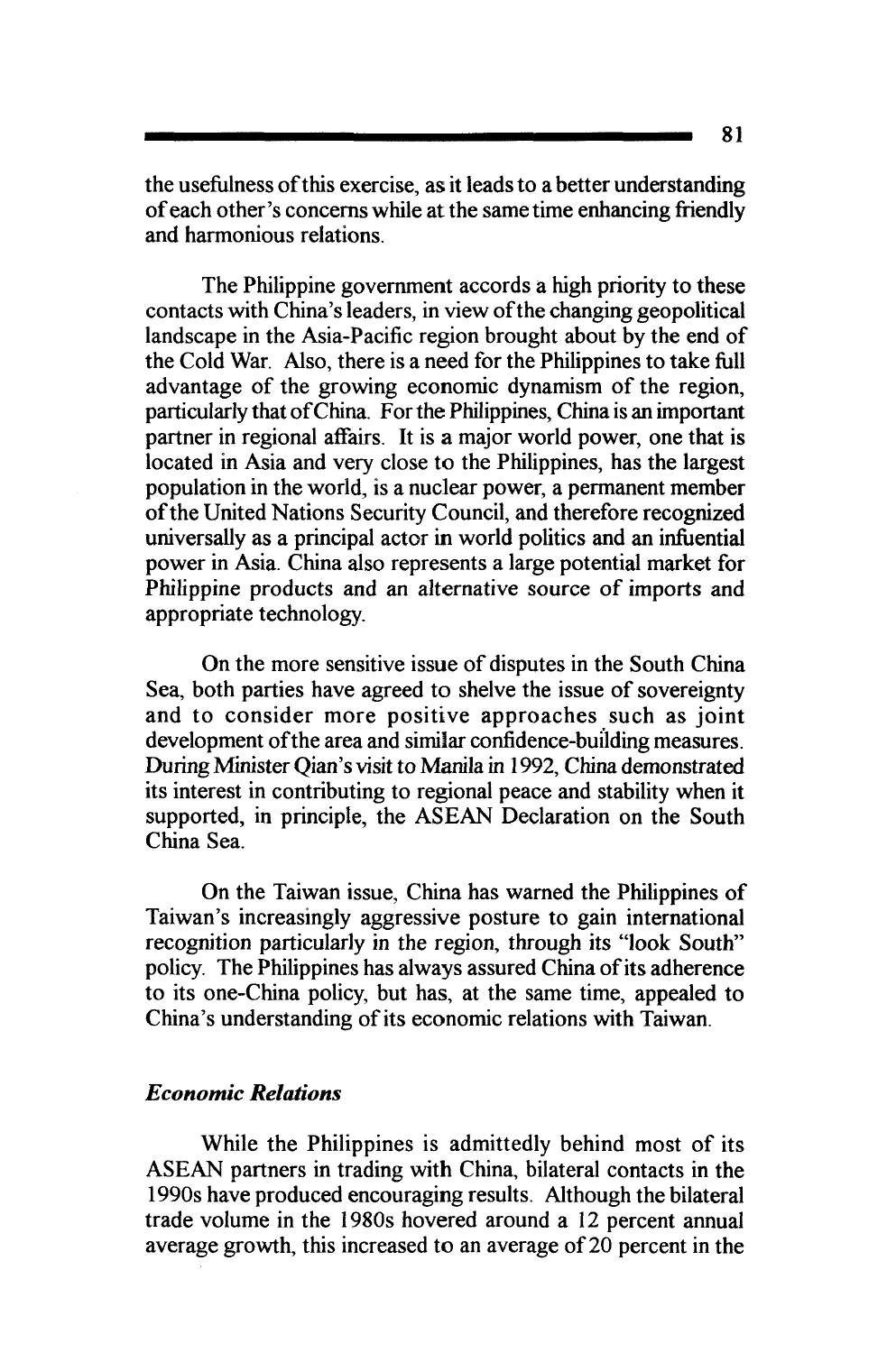the usefulness of this exercise, as it leads to a better understanding of each other's concerns while at the same time enhancing friendly and harmonious relations.

The Philippine government accords a high priority to these contacts with China's leaders, in view of the changing geopolitical landscape in the Asia-Pacific region brought about by the end of the Cold War. Also, there is a need for the Philippines to take full advantage of the growing economic dynamism of the region, particularly that of China. For the Philippines, China is an important partner in regional affairs. It is a major world power, one that is located in Asia and very close to the Philippines, has the largest population in the world, is a nuclear power, a permanent member of the United Nations Security Council, and therefore recognized universally as a principal actor in world politics and an infuential power in Asia. China also represents a large potential market for Philippine products and an alternative source of imports and appropriate technology.

On the more sensitive issue of disputes in the South China Sea, both parties have agreed to shelve the issue of sovereignty and to consider more positive approaches such as joint development of the area and similar confidence-building measures. During Minister Qian's visit to Manila in 1992, China demonstrated its interest in contributing to regional peace and stability when it supported, in principle, the ASEAN Declaration on the South China Sea.

On the Taiwan issue, China has warned the Philippines of Taiwan's increasingly aggressive posture to gain international recognition particularly in the region, through its "look South" policy. The Philippines has always assured China of its adherence to its one-China policy, but has, at the same time, appealed to China's understanding of its economic relations with Taiwan.

### *Economic Relations*

While the Philippines is admittedly behind most of its ASEAN partners in trading with China, bilateral contacts in the 1990s have produced encouraging results. Although the bilateral trade volume in the 1980s hovered around a 12 percent annual average growth, this increased to an average of 20 percent in the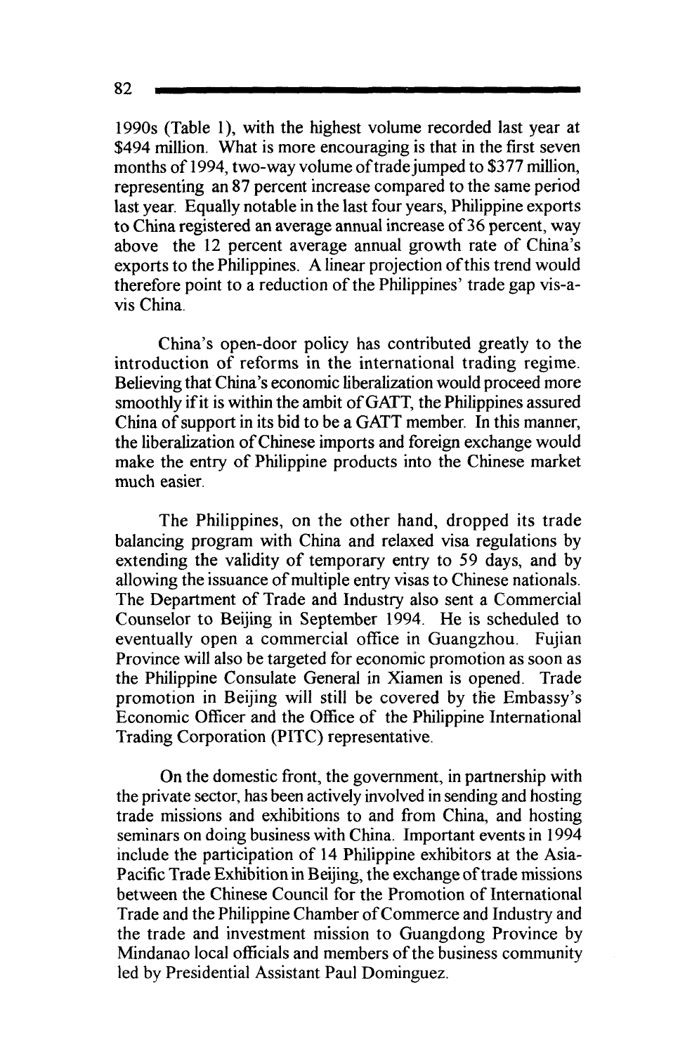1990s (Table 1), with the highest volume recorded last year at $494 million. What is more encouraging is that in the first seven months of 1994, two-way volume of trade jumped to $377 million, representing an 87 percent increase compared to the same period last year. Equally notable in the last four years, Philippine exports to China registered an average annual increase of 36 percent, way above the 12 percent average annual growth rate of China's exports to the Philippines. A linear projection of this trend would therefore point to a reduction of the Philippines' trade gap vis-a-vis China.

China's open-door policy has contributed greatly to the introduction of reforms in the international trading regime. Believing that China's economic liberalization would proceed more smoothly if it is within the ambit of GATT, the Philippines assured China of support in its bid to be a GATT member. In this manner, the liberalization of Chinese imports and foreign exchange would make the entry of Philippine products into the Chinese market much easier.

The Philippines, on the other hand, dropped its trade balancing program with China and relaxed visa regulations by extending the validity of temporary entry to 59 days, and by allowing the issuance of multiple entry visas to Chinese nationals. The Department of Trade and Industry also sent a Commercial Counselor to Beijing in September 1994. He is scheduled to eventually open a commercial office in Guangzhou. Fujian Province will also be targeted for economic promotion as soon as the Philippine Consulate General in Xiamen is opened. Trade promotion in Beijing will still be covered by the Embassy's Economic Officer and the Office of the Philippine International Trading Corporation (PITC) representative.

On the domestic front, the government, in partnership with the private sector, has been actively involved in sending and hosting trade missions and exhibitions to and from China, and hosting seminars on doing business with China. Important events in 1994 include the participation of 14 Philippine exhibitors at the Asia-Pacific Trade Exhibition in Beijing, the exchange of trade missions between the Chinese Council for the Promotion of International Trade and the Philippine Chamber of Commerce and Industry and the trade and investment mission to Guangdong Province by Mindanao local officials and members of the business community led by Presidential Assistant Paul Dominguez.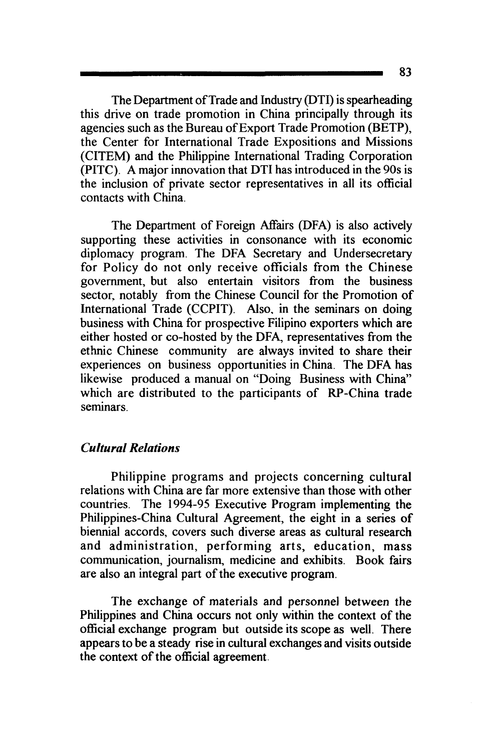The Department of Trade and Industry (DTI) is spearheading this drive on trade promotion in China principally through its agencies such as the Bureau of Export Trade Promotion (BETP), the Center for International Trade Expositions and Missions (CITEM) and the Philippine International Trading Corporation (PITC). A major innovation that DTI has introduced in the 90s is the inclusion of private sector representatives in all its official contacts with China.

The Department of Foreign Affairs (DFA) is also actively supporting these activities in consonance with its economic diplomacy program. The DFA Secretary and Undersecretary for Policy do not only receive officials from the Chinese government, but also entertain visitors from the business sector, notably from the Chinese Council for the Promotion of International Trade (CCPIT). Also, in the seminars on doing business with China for prospective Filipino exporters which are either hosted or co-hosted by the DFA, representatives from the ethnic Chinese community are always invited to share their experiences on business opportunities in China. The DFA has likewise produced a manual on "Doing Business with China" which are distributed to the participants of RP-China trade seminars.

### *Cultural Relations*

Philippine programs and projects concerning cultural relations with China are far more extensive than those with other countries. The 1994-95 Executive Program implementing the Philippines-China Cultural Agreement, the eight in a series of biennial accords, covers such diverse areas as cultural research and administration, performing arts, education, mass communication, journalism, medicine and exhibits. Book fairs are also an integral part of the executive program.

The exchange of materials and personnel between the Philippines and China occurs not only within the context of the official exchange program but outside its scope as well. There appears to be a steady rise in cultural exchanges and visits outside the context of the official agreement.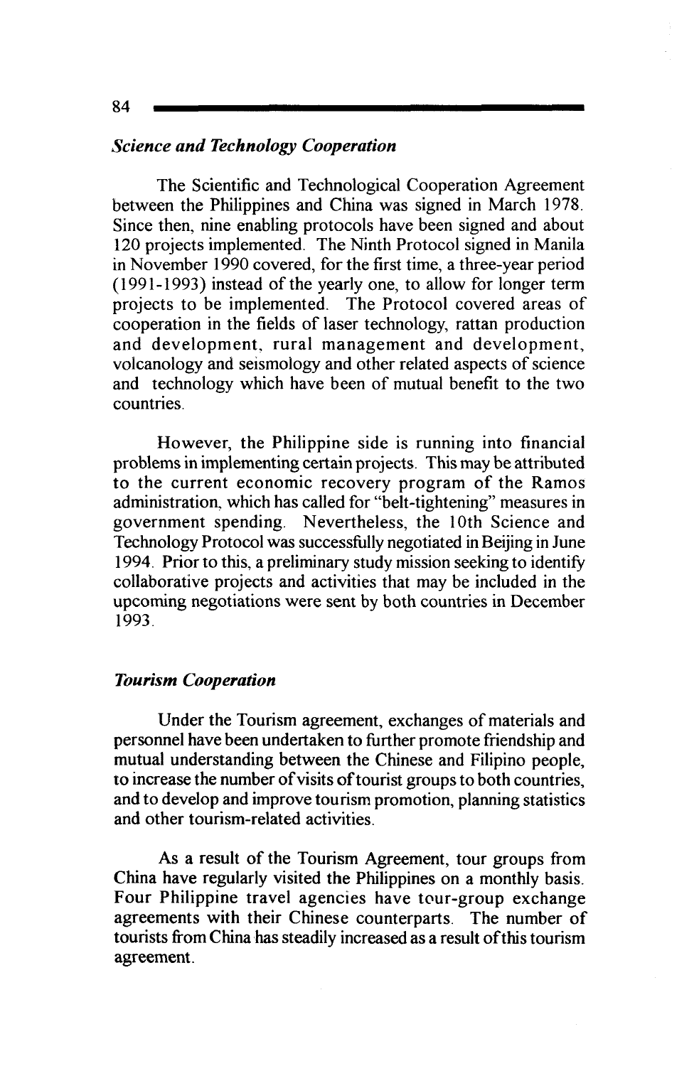### *Science and Technology Cooperation*

The Scientific and Technological Cooperation Agreement between the Philippines and China was signed in March 1978. Since then, nine enabling protocols have been signed and about 120 projects implemented. The Ninth Protocol signed in Manila in November 1990 covered, for the first time, a three-year period (1991-1993) instead of the yearly one, to allow for longer term projects to be implemented. The Protocol covered areas of cooperation in the fields of laser technology, rattan production and development, rural management and development, volcanology and seismology and other related aspects of science and technology which have been of mutual benefit to the two countries.

However, the Philippine side is running into financial problems in implementing certain projects. This may be attributed to the current economic recovery program of the Ramos administration, which has called for "belt-tightening" measures in government spending. Nevertheless, the 10th Science and Technology Protocol was successfully negotiated in Beijing in June 1994. Prior to this, a preliminary study mission seeking to identify collaborative projects and activities that may be included in the upcoming negotiations were sent by both countries in December 1993.

### *Tourism Cooperation*

Under the Tourism agreement, exchanges of materials and personnel have been undertaken to further promote friendship and mutual understanding between the Chinese and Filipino people, to increase the number of visits of tourist groups to both countries, and to develop and improve tourism promotion, planning statistics and other tourism-related activities.

As a result of the Tourism Agreement, tour groups from China have regularly visited the Philippines on a monthly basis. Four Philippine travel agencies have tour-group exchange agreements with their Chinese counterparts. The number of tourists from China has steadily increased as a result of this tourism agreement.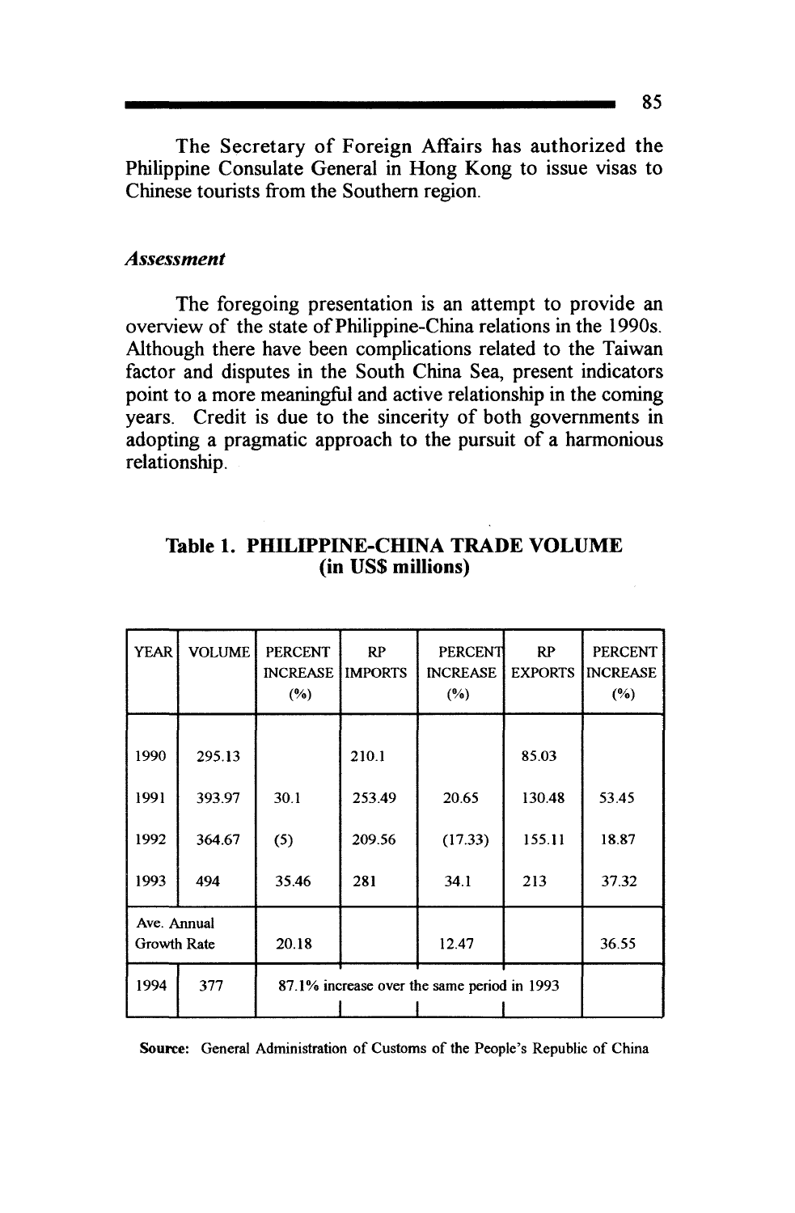The Secretary of Foreign Affairs has authorized the Philippine Consulate General in Hong Kong to issue visas to Chinese tourists from the Southern region.

### *Assessment*

The foregoing presentation is an attempt to provide an overview of the state of Philippine-China relations in the 1990s. Although there have been complications related to the Taiwan factor and disputes in the South China Sea, present indicators point to a more meaningful and active relationship in the coming years. Credit is due to the sincerity of both governments in adopting a pragmatic approach to the pursuit of a harmonious relationship.

**Table 1. PHILIPPINE-CHINA TRADE VOLUME (in US$ millions)**

| YEAR | VOLUME | PERCENT INCREASE (%) | RP IMPORTS | PERCENT INCREASE (%) | RP EXPORTS | PERCENT INCREASE (%) |
|---|---|---|---|---|---|---|
| 1990 | 295.13 | | 210.1 | | 85.03 | |
| 1991 | 393.97 | 30.1 | 253.49 | 20.65 | 130.48 | 53.45 |
| 1992 | 364.67 | (5) | 209.56 | (17.33) | 155.11 | 18.87 |
| 1993 | 494 | 35.46 | 281 | 34.1 | 213 | 37.32 |
| Ave. Annual Growth Rate | | 20.18 | | 12.47 | | 36.55 |
| 1994 | 377 | 87.1% increase over the same period in 1993 | | | | |

**Source:** General Administration of Customs of the People's Republic of China